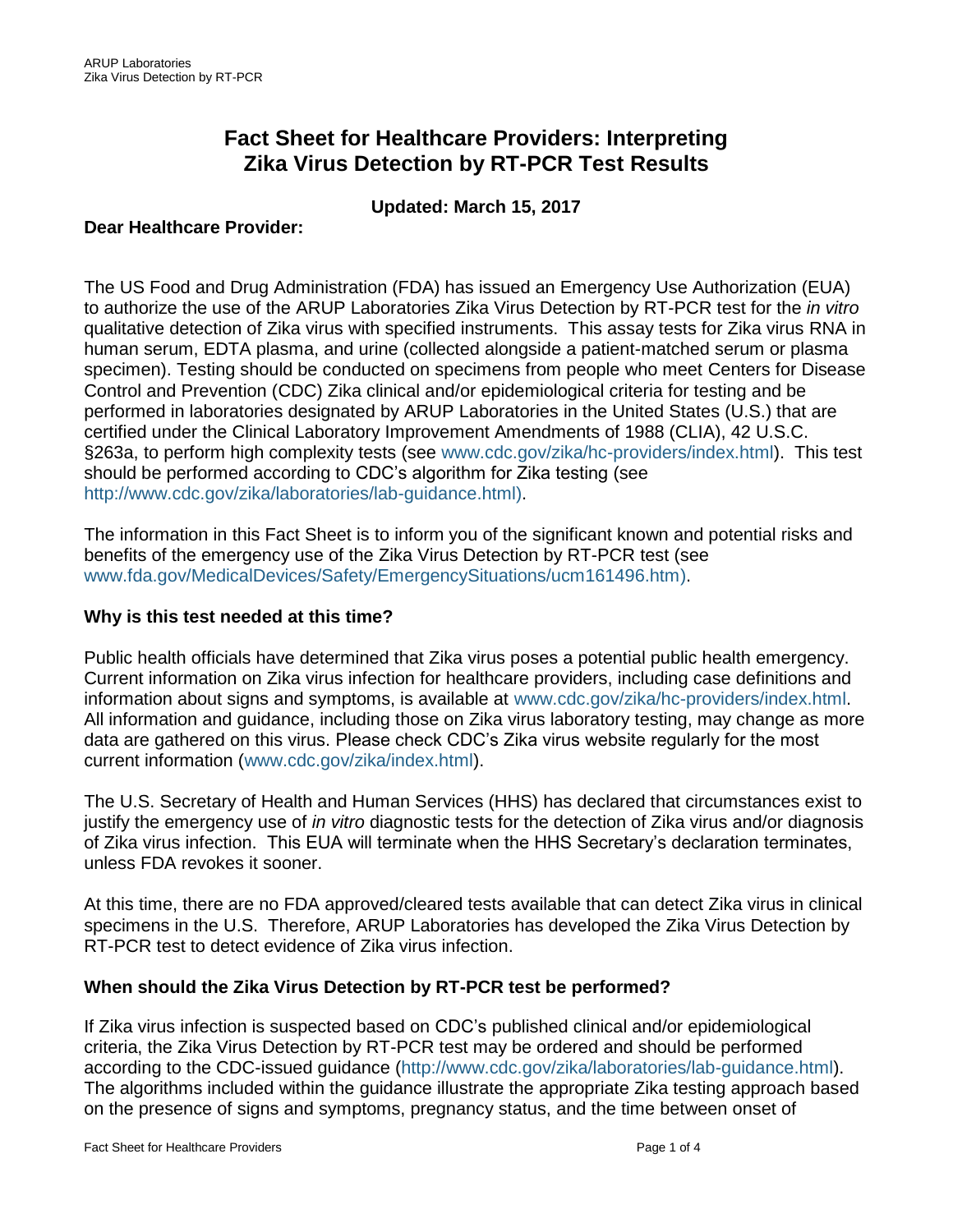# Fact Sheet for Healthcare Providers: Interpreting Zika Virus Detection by RT-PCR Test Results

**Updated: March 15, 2017**

**Dear Healthcare Provider:**

The US Food and Drug Administration (FDA) has issued an Emergency Use Authorization (EUA) to authorize the use of the ARUP Laboratories Zika Virus Detection by RT-PCR test for the *in vitro* qualitative detection of Zika virus with specified instruments. This assay tests for Zika virus RNA in human serum, EDTA plasma, and urine (collected alongside a patient-matched serum or plasma specimen). Testing should be conducted on specimens from people who meet Centers for Disease Control and Prevention (CDC) Zika clinical and/or epidemiological criteria for testing and be performed in laboratories designated by ARUP Laboratories in the United States (U.S.) that are certified under the Clinical Laboratory Improvement Amendments of 1988 (CLIA), 42 U.S.C. §263a, to perform high complexity tests (see www.cdc.gov/zika/hc-providers/index.html). This test should be performed according to CDC's algorithm for Zika testing (see http://www.cdc.gov/zika/laboratories/lab-guidance.html).

The information in this Fact Sheet is to inform you of the significant known and potential risks and benefits of the emergency use of the Zika Virus Detection by RT-PCR test (see www.fda.gov/MedicalDevices/Safety/EmergencySituations/ucm161496.htm).

**Why is this test needed at this time?**

Public health officials have determined that Zika virus poses a potential public health emergency. Current information on Zika virus infection for healthcare providers, including case definitions and information about signs and symptoms, is available at www.cdc.gov/zika/hc-providers/index.html. All information and guidance, including those on Zika virus laboratory testing, may change as more data are gathered on this virus. Please check CDC's Zika virus website regularly for the most current information (www.cdc.gov/zika/index.html).

The U.S. Secretary of Health and Human Services (HHS) has declared that circumstances exist to justify the emergency use of *in vitro* diagnostic tests for the detection of Zika virus and/or diagnosis of Zika virus infection. This EUA will terminate when the HHS Secretary's declaration terminates, unless FDA revokes it sooner.

At this time, there are no FDA approved/cleared tests available that can detect Zika virus in clinical specimens in the U.S. Therefore, ARUP Laboratories has developed the Zika Virus Detection by RT-PCR test to detect evidence of Zika virus infection.

**When should the Zika Virus Detection by RT-PCR test be performed?**

If Zika virus infection is suspected based on CDC's published clinical and/or epidemiological criteria, the Zika Virus Detection by RT-PCR test may be ordered and should be performed according to the CDC-issued guidance (http://www.cdc.gov/zika/laboratories/lab-guidance.html). The algorithms included within the guidance illustrate the appropriate Zika testing approach based on the presence of signs and symptoms, pregnancy status, and the time between onset of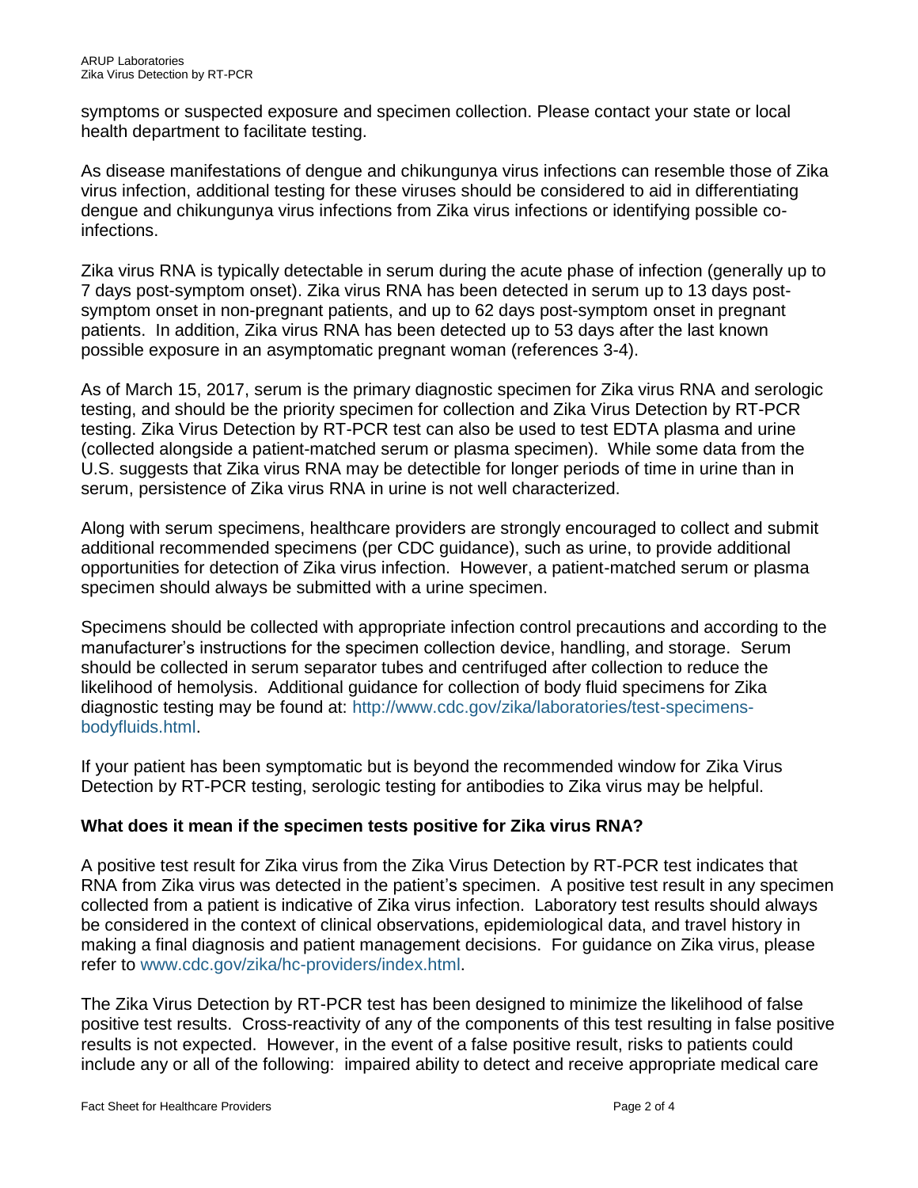symptoms or suspected exposure and specimen collection. Please contact your state or local health department to facilitate testing.

As disease manifestations of dengue and chikungunya virus infections can resemble those of Zika virus infection, additional testing for these viruses should be considered to aid in differentiating dengue and chikungunya virus infections from Zika virus infections or identifying possible co-infections.

Zika virus RNA is typically detectable in serum during the acute phase of infection (generally up to 7 days post-symptom onset). Zika virus RNA has been detected in serum up to 13 days post-symptom onset in non-pregnant patients, and up to 62 days post-symptom onset in pregnant patients. In addition, Zika virus RNA has been detected up to 53 days after the last known possible exposure in an asymptomatic pregnant woman (references 3-4).

As of March 15, 2017, serum is the primary diagnostic specimen for Zika virus RNA and serologic testing, and should be the priority specimen for collection and Zika Virus Detection by RT-PCR testing. Zika Virus Detection by RT-PCR test can also be used to test EDTA plasma and urine (collected alongside a patient-matched serum or plasma specimen). While some data from the U.S. suggests that Zika virus RNA may be detectible for longer periods of time in urine than in serum, persistence of Zika virus RNA in urine is not well characterized.

Along with serum specimens, healthcare providers are strongly encouraged to collect and submit additional recommended specimens (per CDC guidance), such as urine, to provide additional opportunities for detection of Zika virus infection. However, a patient-matched serum or plasma specimen should always be submitted with a urine specimen.

Specimens should be collected with appropriate infection control precautions and according to the manufacturer's instructions for the specimen collection device, handling, and storage. Serum should be collected in serum separator tubes and centrifuged after collection to reduce the likelihood of hemolysis. Additional guidance for collection of body fluid specimens for Zika diagnostic testing may be found at: http://www.cdc.gov/zika/laboratories/test-specimens-bodyfluids.html.

If your patient has been symptomatic but is beyond the recommended window for Zika Virus Detection by RT-PCR testing, serologic testing for antibodies to Zika virus may be helpful.

**What does it mean if the specimen tests positive for Zika virus RNA?**

A positive test result for Zika virus from the Zika Virus Detection by RT-PCR test indicates that RNA from Zika virus was detected in the patient's specimen. A positive test result in any specimen collected from a patient is indicative of Zika virus infection. Laboratory test results should always be considered in the context of clinical observations, epidemiological data, and travel history in making a final diagnosis and patient management decisions. For guidance on Zika virus, please refer to www.cdc.gov/zika/hc-providers/index.html.

The Zika Virus Detection by RT-PCR test has been designed to minimize the likelihood of false positive test results. Cross-reactivity of any of the components of this test resulting in false positive results is not expected. However, in the event of a false positive result, risks to patients could include any or all of the following: impaired ability to detect and receive appropriate medical care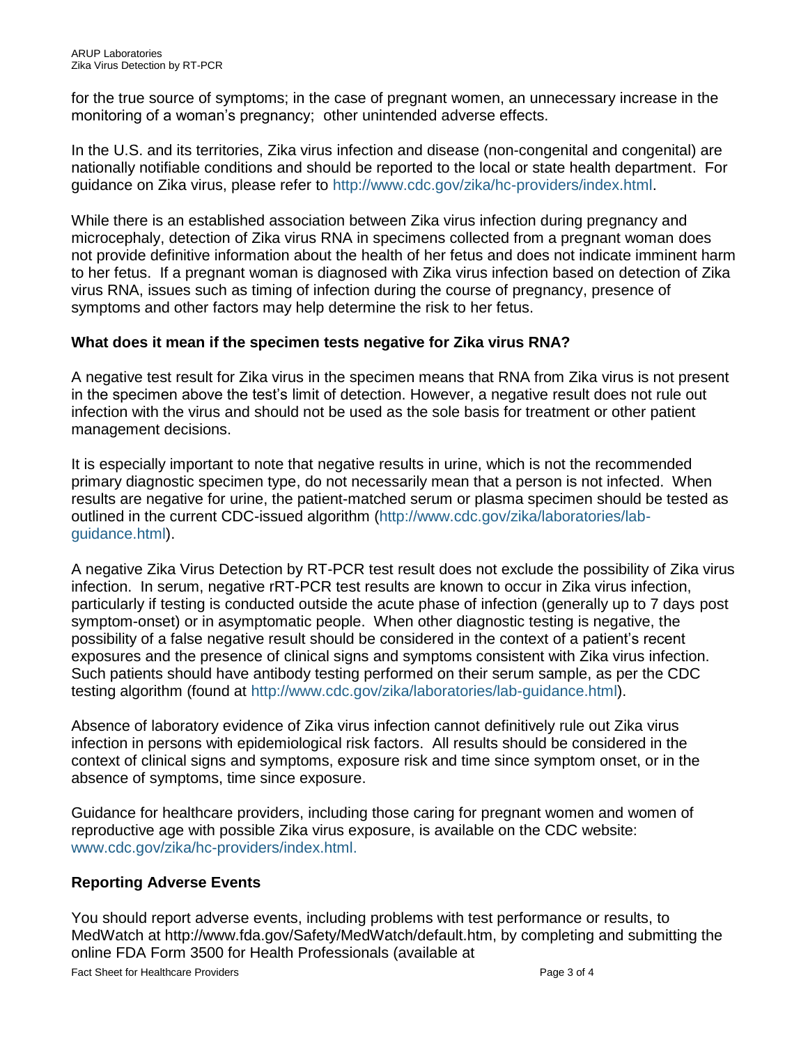for the true source of symptoms; in the case of pregnant women, an unnecessary increase in the monitoring of a woman's pregnancy; other unintended adverse effects.

In the U.S. and its territories, Zika virus infection and disease (non-congenital and congenital) are nationally notifiable conditions and should be reported to the local or state health department. For guidance on Zika virus, please refer to http://www.cdc.gov/zika/hc-providers/index.html.

While there is an established association between Zika virus infection during pregnancy and microcephaly, detection of Zika virus RNA in specimens collected from a pregnant woman does not provide definitive information about the health of her fetus and does not indicate imminent harm to her fetus. If a pregnant woman is diagnosed with Zika virus infection based on detection of Zika virus RNA, issues such as timing of infection during the course of pregnancy, presence of symptoms and other factors may help determine the risk to her fetus.

### What does it mean if the specimen tests negative for Zika virus RNA?

A negative test result for Zika virus in the specimen means that RNA from Zika virus is not present in the specimen above the test's limit of detection. However, a negative result does not rule out infection with the virus and should not be used as the sole basis for treatment or other patient management decisions.

It is especially important to note that negative results in urine, which is not the recommended primary diagnostic specimen type, do not necessarily mean that a person is not infected. When results are negative for urine, the patient-matched serum or plasma specimen should be tested as outlined in the current CDC-issued algorithm (http://www.cdc.gov/zika/laboratories/lab-guidance.html).

A negative Zika Virus Detection by RT-PCR test result does not exclude the possibility of Zika virus infection. In serum, negative rRT-PCR test results are known to occur in Zika virus infection, particularly if testing is conducted outside the acute phase of infection (generally up to 7 days post symptom-onset) or in asymptomatic people. When other diagnostic testing is negative, the possibility of a false negative result should be considered in the context of a patient's recent exposures and the presence of clinical signs and symptoms consistent with Zika virus infection. Such patients should have antibody testing performed on their serum sample, as per the CDC testing algorithm (found at http://www.cdc.gov/zika/laboratories/lab-guidance.html).

Absence of laboratory evidence of Zika virus infection cannot definitively rule out Zika virus infection in persons with epidemiological risk factors. All results should be considered in the context of clinical signs and symptoms, exposure risk and time since symptom onset, or in the absence of symptoms, time since exposure.

Guidance for healthcare providers, including those caring for pregnant women and women of reproductive age with possible Zika virus exposure, is available on the CDC website: www.cdc.gov/zika/hc-providers/index.html.

### Reporting Adverse Events

You should report adverse events, including problems with test performance or results, to MedWatch at http://www.fda.gov/Safety/MedWatch/default.htm, by completing and submitting the online FDA Form 3500 for Health Professionals (available at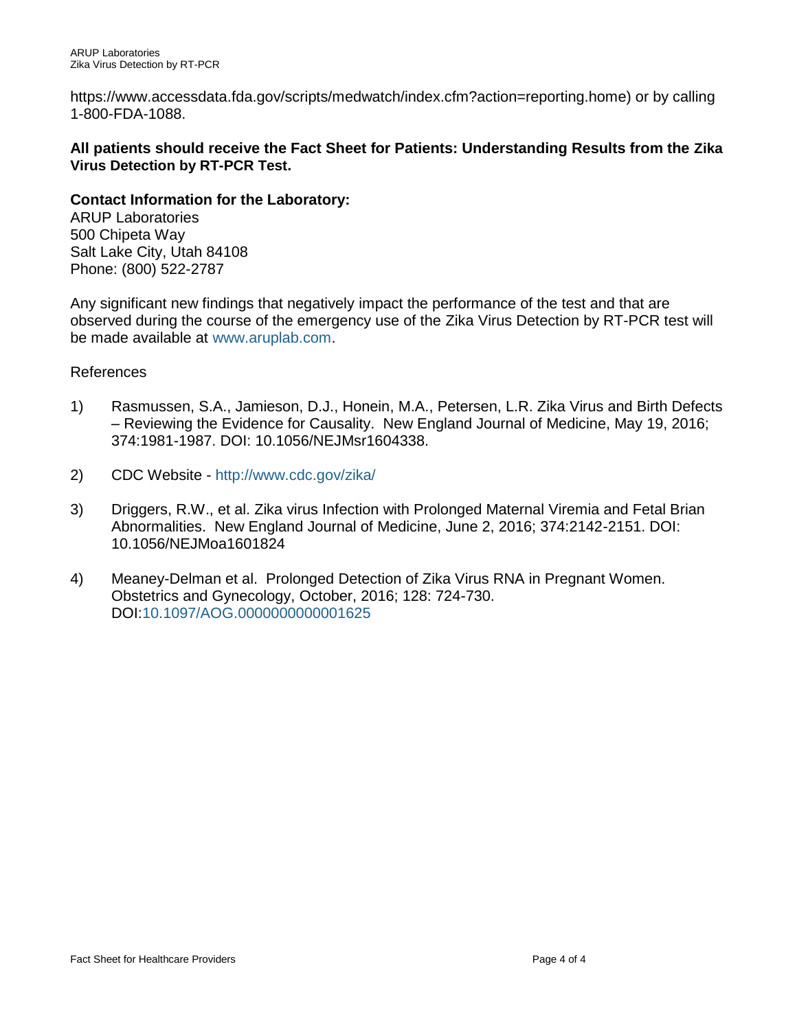https://www.accessdata.fda.gov/scripts/medwatch/index.cfm?action=reporting.home) or by calling 1-800-FDA-1088.

**All patients should receive the Fact Sheet for Patients: Understanding Results from the Zika Virus Detection by RT-PCR Test.**

**Contact Information for the Laboratory:**
ARUP Laboratories
500 Chipeta Way
Salt Lake City, Utah 84108
Phone: (800) 522-2787

Any significant new findings that negatively impact the performance of the test and that are observed during the course of the emergency use of the Zika Virus Detection by RT-PCR test will be made available at www.aruplab.com.

References

1) Rasmussen, S.A., Jamieson, D.J., Honein, M.A., Petersen, L.R. Zika Virus and Birth Defects – Reviewing the Evidence for Causality. New England Journal of Medicine, May 19, 2016; 374:1981-1987. DOI: 10.1056/NEJMsr1604338.

2) CDC Website - http://www.cdc.gov/zika/

3) Driggers, R.W., et al. Zika virus Infection with Prolonged Maternal Viremia and Fetal Brian Abnormalities. New England Journal of Medicine, June 2, 2016; 374:2142-2151. DOI: 10.1056/NEJMoa1601824

4) Meaney-Delman et al. Prolonged Detection of Zika Virus RNA in Pregnant Women. Obstetrics and Gynecology, October, 2016; 128: 724-730. DOI:10.1097/AOG.0000000000001625